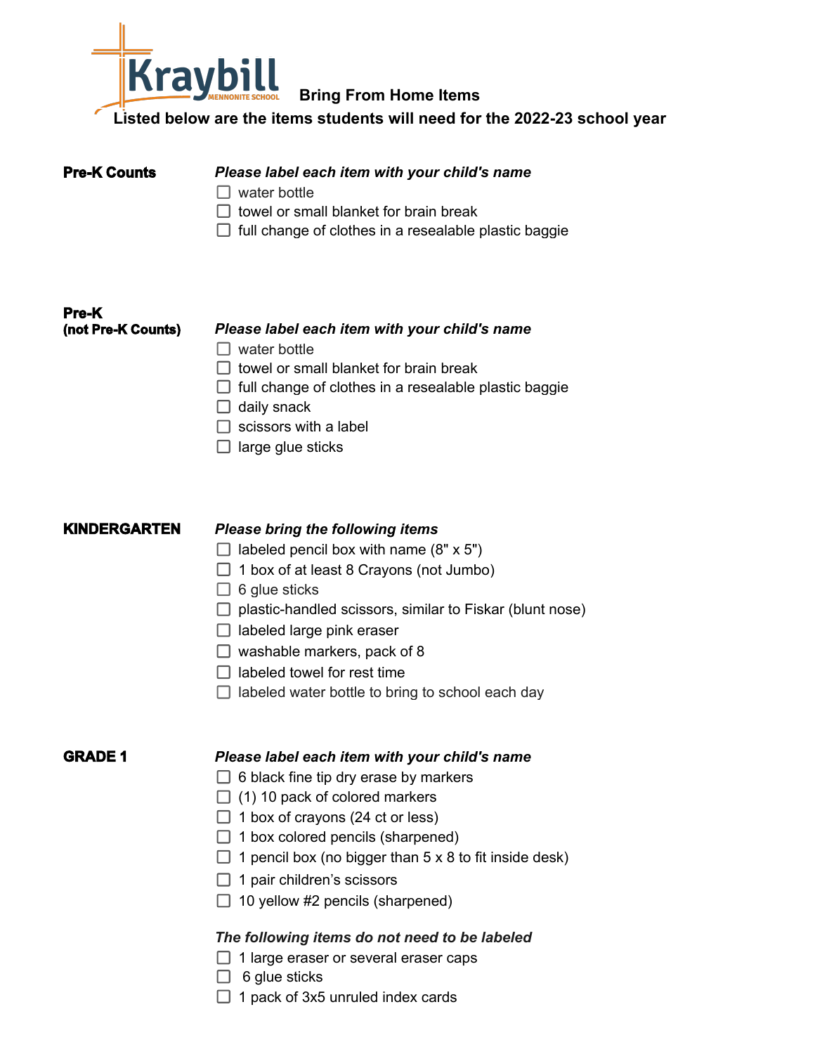# Kraybill Mennonite School

## Bring From Home Items

**Listed below are the items students will need for the 2022-23 school year**

### Pre-K Counts

***Please label each item with your child's name***

- ☐ water bottle
- ☐ towel or small blanket for brain break
- ☐ full change of clothes in a resealable plastic baggie

### Pre-K (not Pre-K Counts)

***Please label each item with your child's name***

- ☐ water bottle
- ☐ towel or small blanket for brain break
- ☐ full change of clothes in a resealable plastic baggie
- ☐ daily snack
- ☐ scissors with a label
- ☐ large glue sticks

### KINDERGARTEN

***Please bring the following items***

- ☐ labeled pencil box with name (8" x 5")
- ☐ 1 box of at least 8 Crayons (not Jumbo)
- ☐ 6 glue sticks
- ☐ plastic-handled scissors, similar to Fiskar (blunt nose)
- ☐ labeled large pink eraser
- ☐ washable markers, pack of 8
- ☐ labeled towel for rest time
- ☐ labeled water bottle to bring to school each day

### GRADE 1

***Please label each item with your child's name***

- ☐ 6 black fine tip dry erase by markers
- ☐ (1) 10 pack of colored markers
- ☐ 1 box of crayons (24 ct or less)
- ☐ 1 box colored pencils (sharpened)
- ☐ 1 pencil box (no bigger than 5 x 8 to fit inside desk)
- ☐ 1 pair children's scissors
- ☐ 10 yellow #2 pencils (sharpened)

***The following items do not need to be labeled***

- ☐ 1 large eraser or several eraser caps
- ☐ 6 glue sticks
- ☐ 1 pack of 3x5 unruled index cards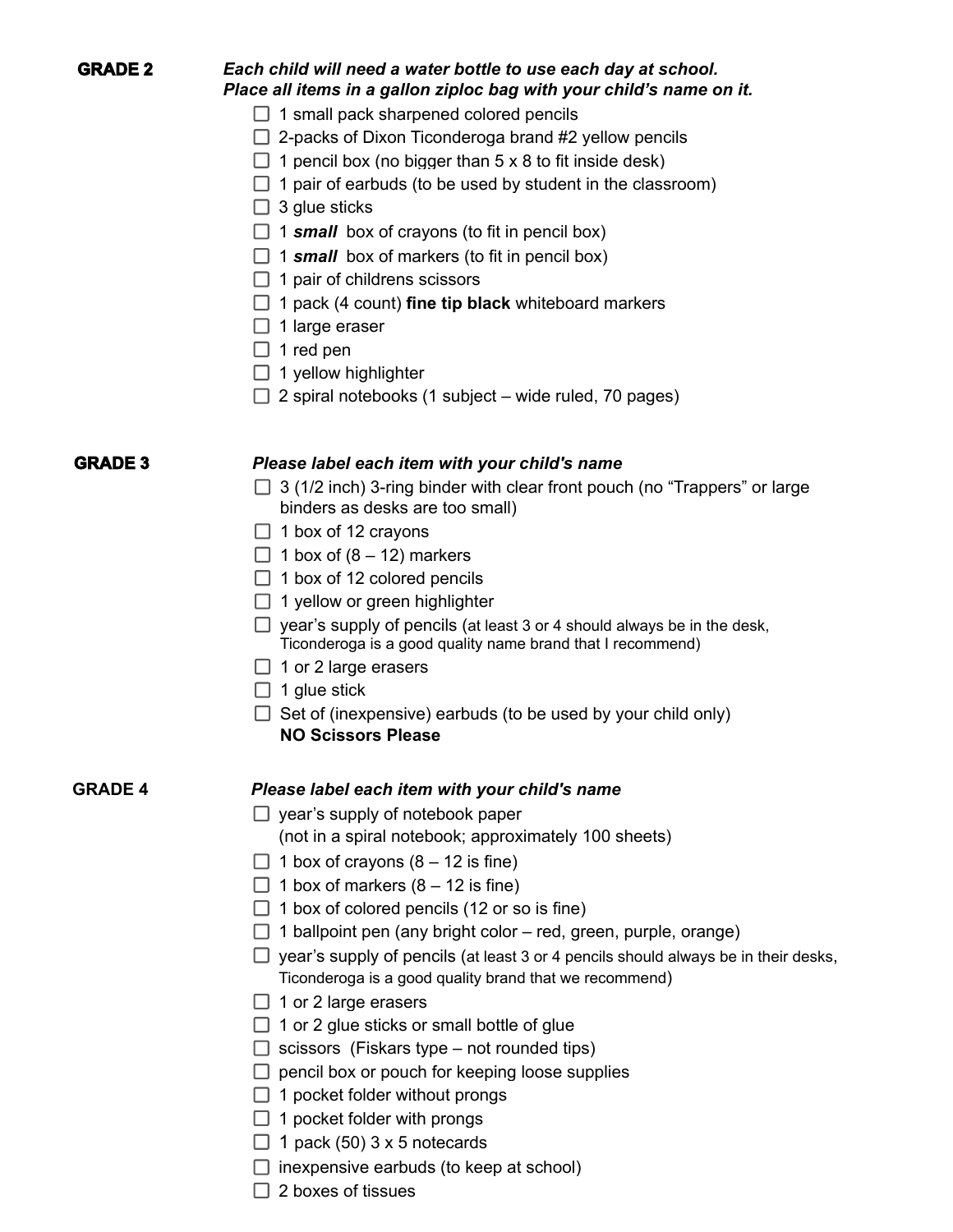## GRADE 2

***Each child will need a water bottle to use each day at school.***
***Place all items in a gallon ziploc bag with your child's name on it.***

- ☐ 1 small pack sharpened colored pencils
- ☐ 2-packs of Dixon Ticonderoga brand #2 yellow pencils
- ☐ 1 pencil box (no bigger than 5 x 8 to fit inside desk)
- ☐ 1 pair of earbuds (to be used by student in the classroom)
- ☐ 3 glue sticks
- ☐ 1 ***small*** box of crayons (to fit in pencil box)
- ☐ 1 ***small*** box of markers (to fit in pencil box)
- ☐ 1 pair of childrens scissors
- ☐ 1 pack (4 count) **fine tip black** whiteboard markers
- ☐ 1 large eraser
- ☐ 1 red pen
- ☐ 1 yellow highlighter
- ☐ 2 spiral notebooks (1 subject – wide ruled, 70 pages)

## GRADE 3

***Please label each item with your child's name***

- ☐ 3 (1/2 inch) 3-ring binder with clear front pouch (no "Trappers" or large binders as desks are too small)
- ☐ 1 box of 12 crayons
- ☐ 1 box of (8 – 12) markers
- ☐ 1 box of 12 colored pencils
- ☐ 1 yellow or green highlighter
- ☐ year's supply of pencils (at least 3 or 4 should always be in the desk, Ticonderoga is a good quality name brand that I recommend)
- ☐ 1 or 2 large erasers
- ☐ 1 glue stick
- ☐ Set of (inexpensive) earbuds (to be used by your child only)

**NO Scissors Please**

## GRADE 4

***Please label each item with your child's name***

- ☐ year's supply of notebook paper (not in a spiral notebook; approximately 100 sheets)
- ☐ 1 box of crayons (8 – 12 is fine)
- ☐ 1 box of markers (8 – 12 is fine)
- ☐ 1 box of colored pencils (12 or so is fine)
- ☐ 1 ballpoint pen (any bright color – red, green, purple, orange)
- ☐ year's supply of pencils (at least 3 or 4 pencils should always be in their desks, Ticonderoga is a good quality brand that we recommend)
- ☐ 1 or 2 large erasers
- ☐ 1 or 2 glue sticks or small bottle of glue
- ☐ scissors (Fiskars type – not rounded tips)
- ☐ pencil box or pouch for keeping loose supplies
- ☐ 1 pocket folder without prongs
- ☐ 1 pocket folder with prongs
- ☐ 1 pack (50) 3 x 5 notecards
- ☐ inexpensive earbuds (to keep at school)
- ☐ 2 boxes of tissues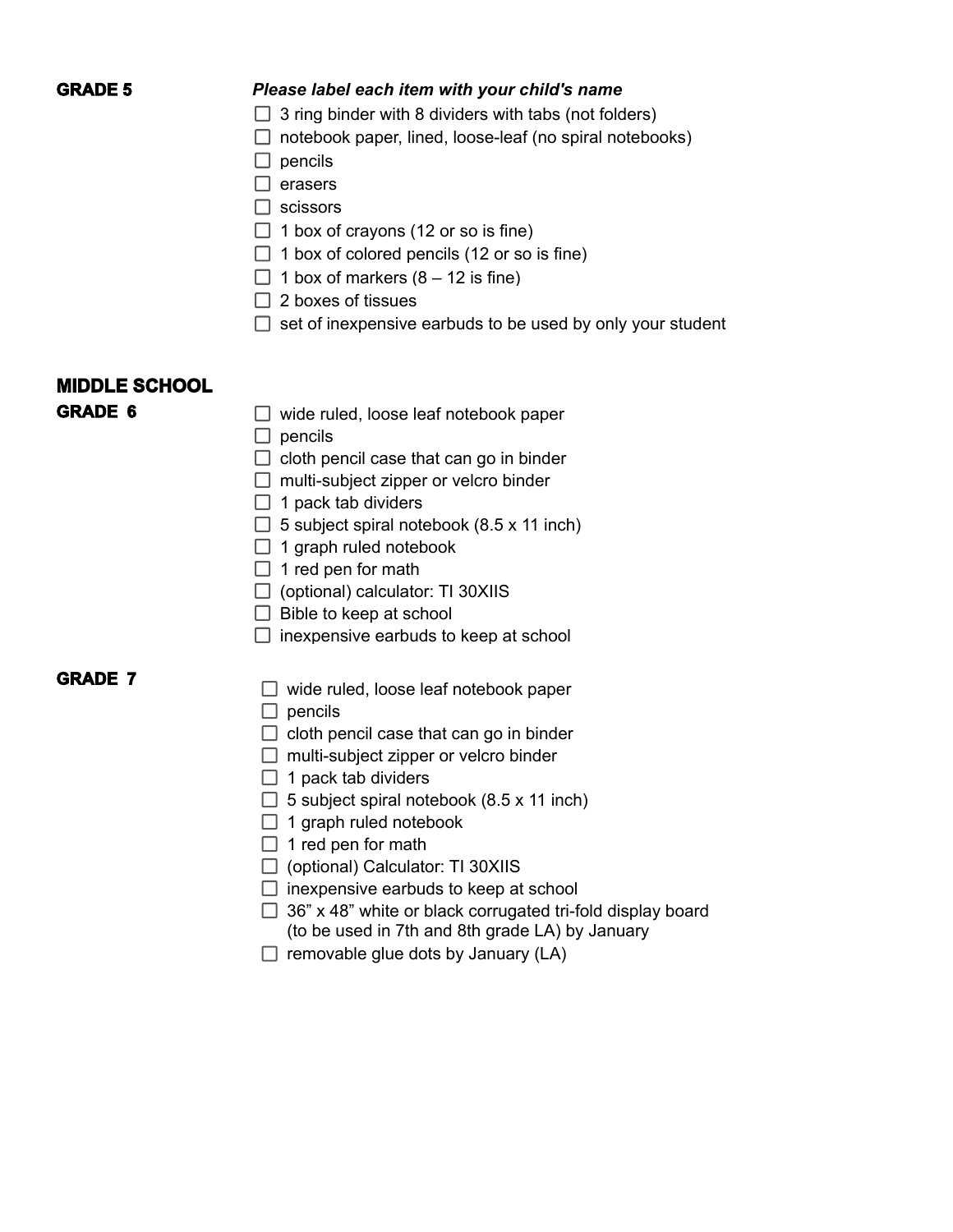## GRADE 5

***Please label each item with your child's name***

- ☐ 3 ring binder with 8 dividers with tabs (not folders)
- ☐ notebook paper, lined, loose-leaf (no spiral notebooks)
- ☐ pencils
- ☐ erasers
- ☐ scissors
- ☐ 1 box of crayons (12 or so is fine)
- ☐ 1 box of colored pencils (12 or so is fine)
- ☐ 1 box of markers (8 – 12 is fine)
- ☐ 2 boxes of tissues
- ☐ set of inexpensive earbuds to be used by only your student

## MIDDLE SCHOOL

### GRADE 6

- ☐ wide ruled, loose leaf notebook paper
- ☐ pencils
- ☐ cloth pencil case that can go in binder
- ☐ multi-subject zipper or velcro binder
- ☐ 1 pack tab dividers
- ☐ 5 subject spiral notebook (8.5 x 11 inch)
- ☐ 1 graph ruled notebook
- ☐ 1 red pen for math
- ☐ (optional) calculator: TI 30XIIS
- ☐ Bible to keep at school
- ☐ inexpensive earbuds to keep at school

### GRADE 7

- ☐ wide ruled, loose leaf notebook paper
- ☐ pencils
- ☐ cloth pencil case that can go in binder
- ☐ multi-subject zipper or velcro binder
- ☐ 1 pack tab dividers
- ☐ 5 subject spiral notebook (8.5 x 11 inch)
- ☐ 1 graph ruled notebook
- ☐ 1 red pen for math
- ☐ (optional) Calculator: TI 30XIIS
- ☐ inexpensive earbuds to keep at school
- ☐ 36” x 48” white or black corrugated tri-fold display board (to be used in 7th and 8th grade LA) by January
- ☐ removable glue dots by January (LA)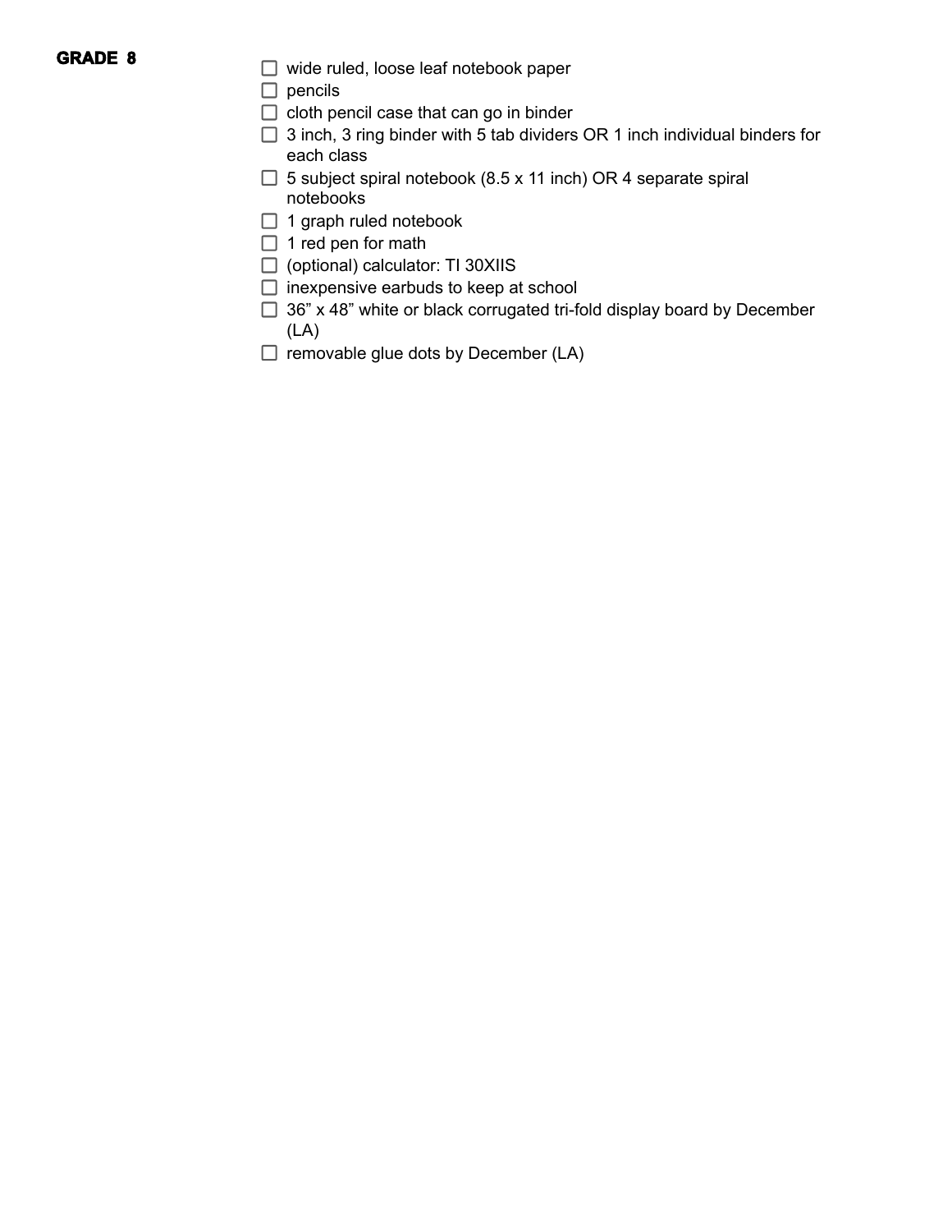**GRADE 8**

- [ ] wide ruled, loose leaf notebook paper
- [ ] pencils
- [ ] cloth pencil case that can go in binder
- [ ] 3 inch, 3 ring binder with 5 tab dividers OR 1 inch individual binders for each class
- [ ] 5 subject spiral notebook (8.5 x 11 inch) OR 4 separate spiral notebooks
- [ ] 1 graph ruled notebook
- [ ] 1 red pen for math
- [ ] (optional) calculator: TI 30XIIS
- [ ] inexpensive earbuds to keep at school
- [ ] 36” x 48” white or black corrugated tri-fold display board by December (LA)
- [ ] removable glue dots by December (LA)